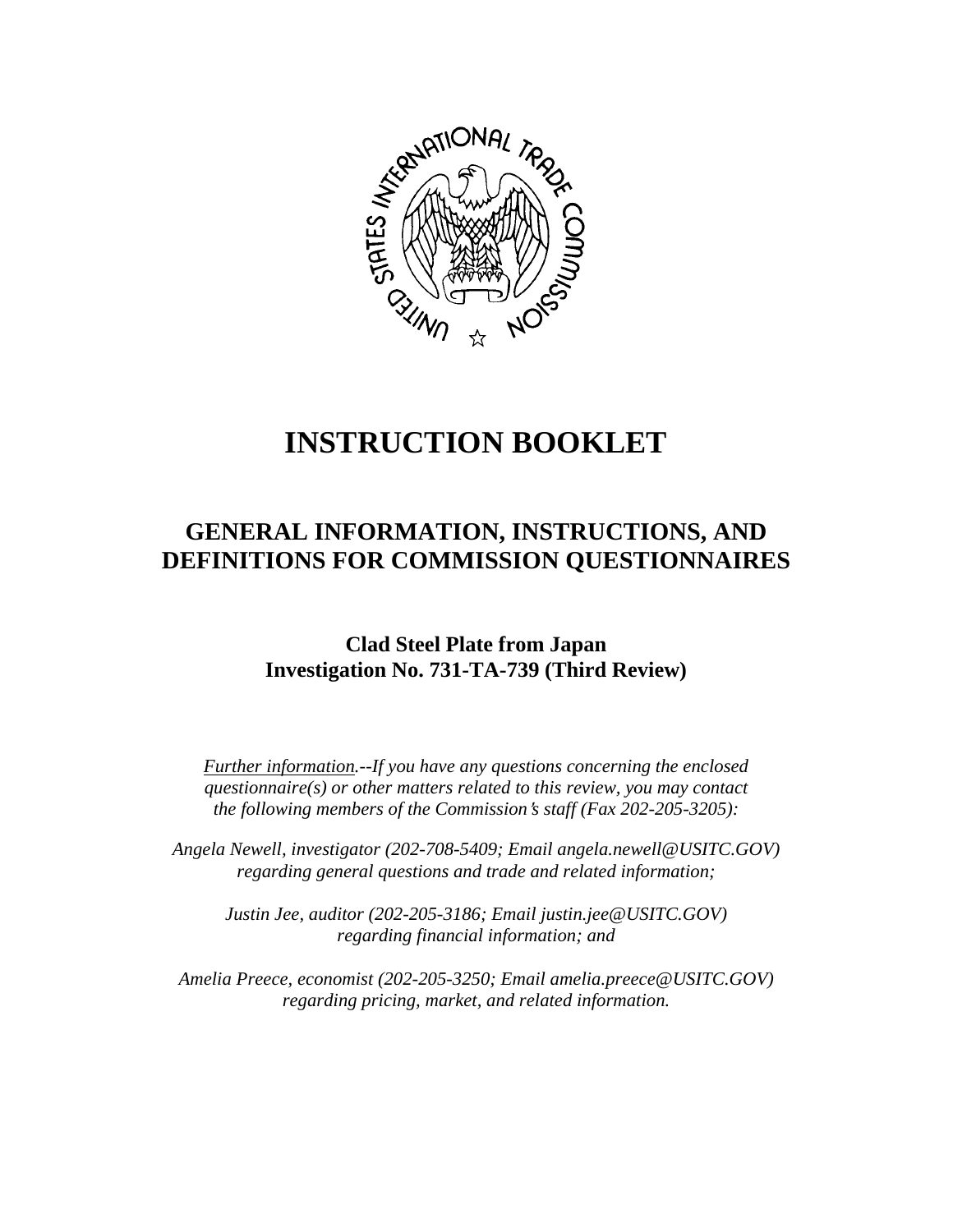# INSTRUCTION BOOKLET

## GENERAL INFORMATION, INSTRUCTIONS, AND DEFINITIONS FOR COMMISSION QUESTIONNAIRES

### Clad Steel Plate from Japan
### Investigation No. 731-TA-739 (Third Review)

*Further information.--If you have any questions concerning the enclosed questionnaire(s) or other matters related to this review, you may contact the following members of the Commission's staff (Fax 202-205-3205):*

*Angela Newell, investigator (202-708-5409; Email angela.newell@USITC.GOV) regarding general questions and trade and related information;*

*Justin Jee, auditor (202-205-3186; Email justin.jee@USITC.GOV) regarding financial information; and*

*Amelia Preece, economist (202-205-3250; Email amelia.preece@USITC.GOV) regarding pricing, market, and related information.*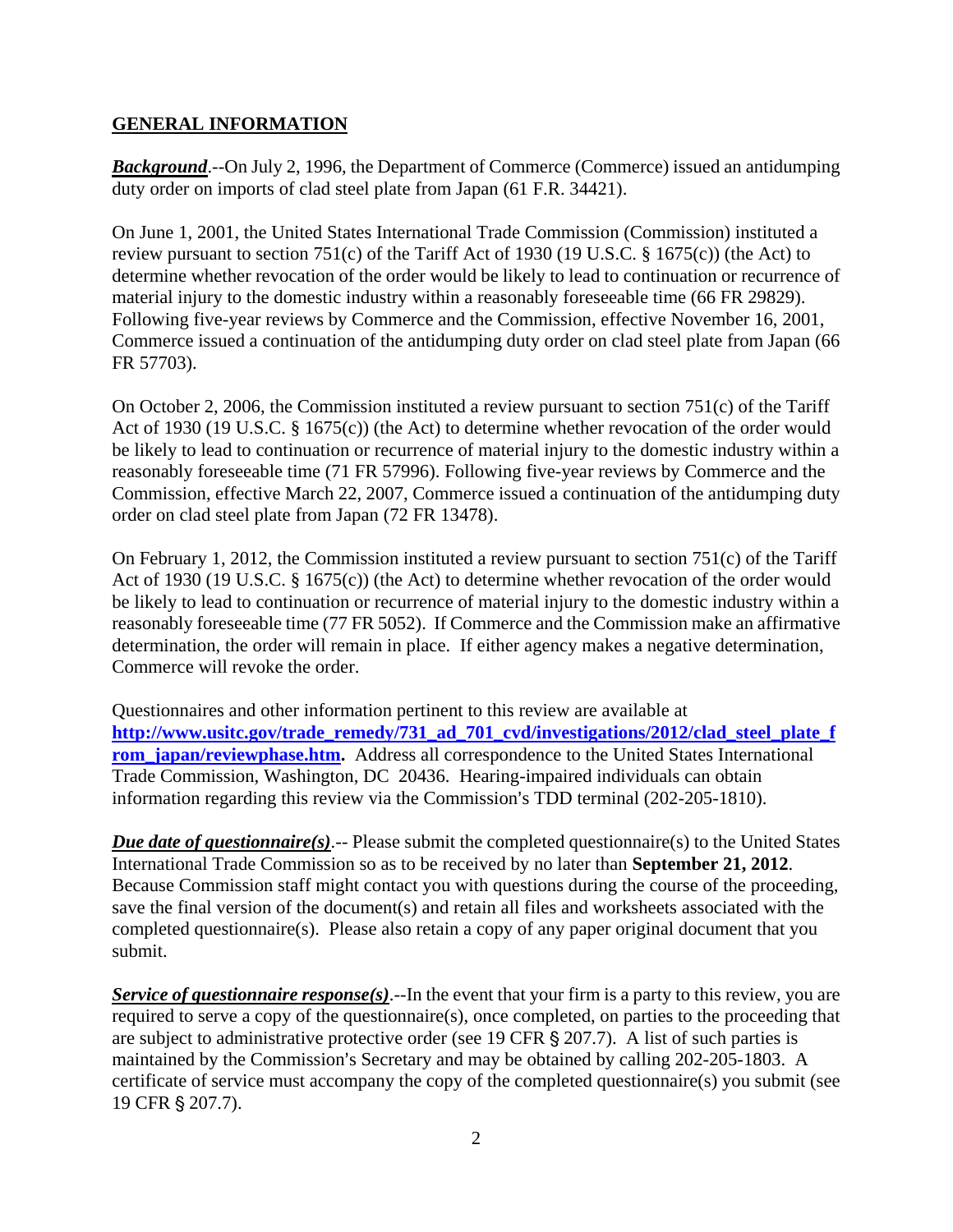## GENERAL INFORMATION

***Background***.--On July 2, 1996, the Department of Commerce (Commerce) issued an antidumping duty order on imports of clad steel plate from Japan (61 F.R. 34421).

On June 1, 2001, the United States International Trade Commission (Commission) instituted a review pursuant to section 751(c) of the Tariff Act of 1930 (19 U.S.C. § 1675(c)) (the Act) to determine whether revocation of the order would be likely to lead to continuation or recurrence of material injury to the domestic industry within a reasonably foreseeable time (66 FR 29829). Following five-year reviews by Commerce and the Commission, effective November 16, 2001, Commerce issued a continuation of the antidumping duty order on clad steel plate from Japan (66 FR 57703).

On October 2, 2006, the Commission instituted a review pursuant to section 751(c) of the Tariff Act of 1930 (19 U.S.C. § 1675(c)) (the Act) to determine whether revocation of the order would be likely to lead to continuation or recurrence of material injury to the domestic industry within a reasonably foreseeable time (71 FR 57996). Following five-year reviews by Commerce and the Commission, effective March 22, 2007, Commerce issued a continuation of the antidumping duty order on clad steel plate from Japan (72 FR 13478).

On February 1, 2012, the Commission instituted a review pursuant to section 751(c) of the Tariff Act of 1930 (19 U.S.C. § 1675(c)) (the Act) to determine whether revocation of the order would be likely to lead to continuation or recurrence of material injury to the domestic industry within a reasonably foreseeable time (77 FR 5052). If Commerce and the Commission make an affirmative determination, the order will remain in place. If either agency makes a negative determination, Commerce will revoke the order.

Questionnaires and other information pertinent to this review are available at **http://www.usitc.gov/trade_remedy/731_ad_701_cvd/investigations/2012/clad_steel_plate_from_japan/reviewphase.htm.** Address all correspondence to the United States International Trade Commission, Washington, DC 20436. Hearing-impaired individuals can obtain information regarding this review via the Commission's TDD terminal (202-205-1810).

***Due date of questionnaire(s)***.-- Please submit the completed questionnaire(s) to the United States International Trade Commission so as to be received by no later than **September 21, 2012**. Because Commission staff might contact you with questions during the course of the proceeding, save the final version of the document(s) and retain all files and worksheets associated with the completed questionnaire(s). Please also retain a copy of any paper original document that you submit.

***Service of questionnaire response(s)***.--In the event that your firm is a party to this review, you are required to serve a copy of the questionnaire(s), once completed, on parties to the proceeding that are subject to administrative protective order (see 19 CFR § 207.7). A list of such parties is maintained by the Commission's Secretary and may be obtained by calling 202-205-1803. A certificate of service must accompany the copy of the completed questionnaire(s) you submit (see 19 CFR § 207.7).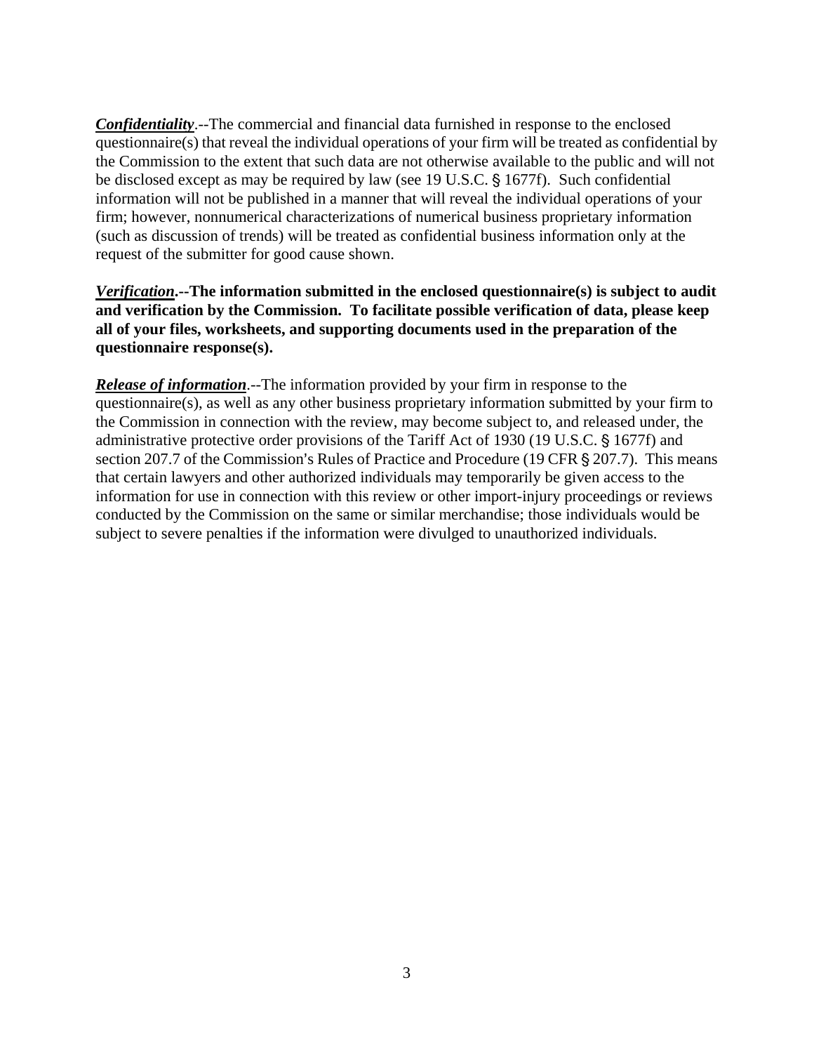***Confidentiality***.--The commercial and financial data furnished in response to the enclosed questionnaire(s) that reveal the individual operations of your firm will be treated as confidential by the Commission to the extent that such data are not otherwise available to the public and will not be disclosed except as may be required by law (see 19 U.S.C. § 1677f). Such confidential information will not be published in a manner that will reveal the individual operations of your firm; however, nonnumerical characterizations of numerical business proprietary information (such as discussion of trends) will be treated as confidential business information only at the request of the submitter for good cause shown.

***Verification*.--The information submitted in the enclosed questionnaire(s) is subject to audit and verification by the Commission. To facilitate possible verification of data, please keep all of your files, worksheets, and supporting documents used in the preparation of the questionnaire response(s).**

***Release of information***.--The information provided by your firm in response to the questionnaire(s), as well as any other business proprietary information submitted by your firm to the Commission in connection with the review, may become subject to, and released under, the administrative protective order provisions of the Tariff Act of 1930 (19 U.S.C. § 1677f) and section 207.7 of the Commission's Rules of Practice and Procedure (19 CFR § 207.7). This means that certain lawyers and other authorized individuals may temporarily be given access to the information for use in connection with this review or other import-injury proceedings or reviews conducted by the Commission on the same or similar merchandise; those individuals would be subject to severe penalties if the information were divulged to unauthorized individuals.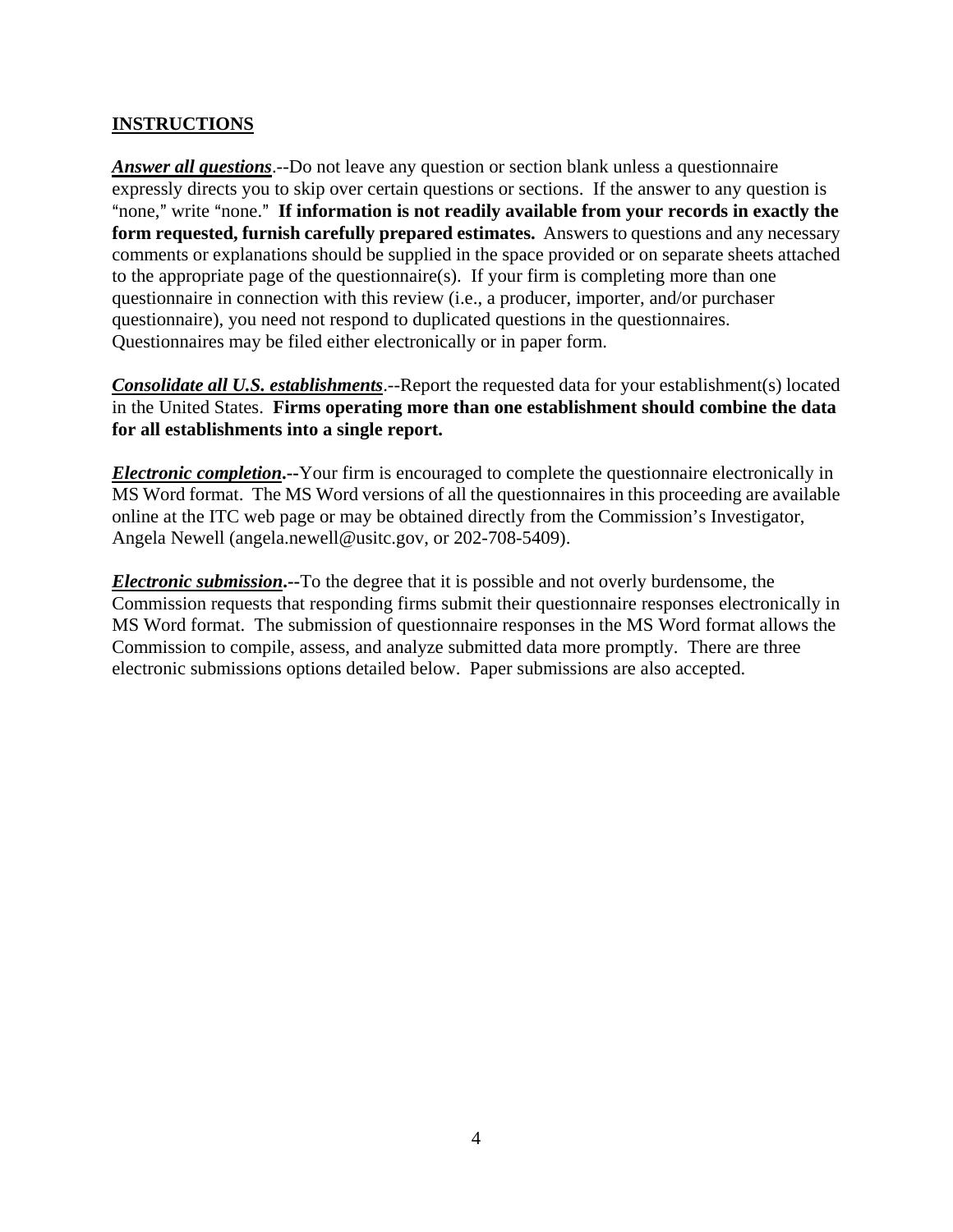## INSTRUCTIONS

***Answer all questions***.--Do not leave any question or section blank unless a questionnaire expressly directs you to skip over certain questions or sections. If the answer to any question is "none," write "none." **If information is not readily available from your records in exactly the form requested, furnish carefully prepared estimates.** Answers to questions and any necessary comments or explanations should be supplied in the space provided or on separate sheets attached to the appropriate page of the questionnaire(s). If your firm is completing more than one questionnaire in connection with this review (i.e., a producer, importer, and/or purchaser questionnaire), you need not respond to duplicated questions in the questionnaires. Questionnaires may be filed either electronically or in paper form.

***Consolidate all U.S. establishments***.--Report the requested data for your establishment(s) located in the United States. **Firms operating more than one establishment should combine the data for all establishments into a single report.**

***Electronic completion*.--**Your firm is encouraged to complete the questionnaire electronically in MS Word format. The MS Word versions of all the questionnaires in this proceeding are available online at the ITC web page or may be obtained directly from the Commission's Investigator, Angela Newell (angela.newell@usitc.gov, or 202-708-5409).

***Electronic submission*.--**To the degree that it is possible and not overly burdensome, the Commission requests that responding firms submit their questionnaire responses electronically in MS Word format. The submission of questionnaire responses in the MS Word format allows the Commission to compile, assess, and analyze submitted data more promptly. There are three electronic submissions options detailed below. Paper submissions are also accepted.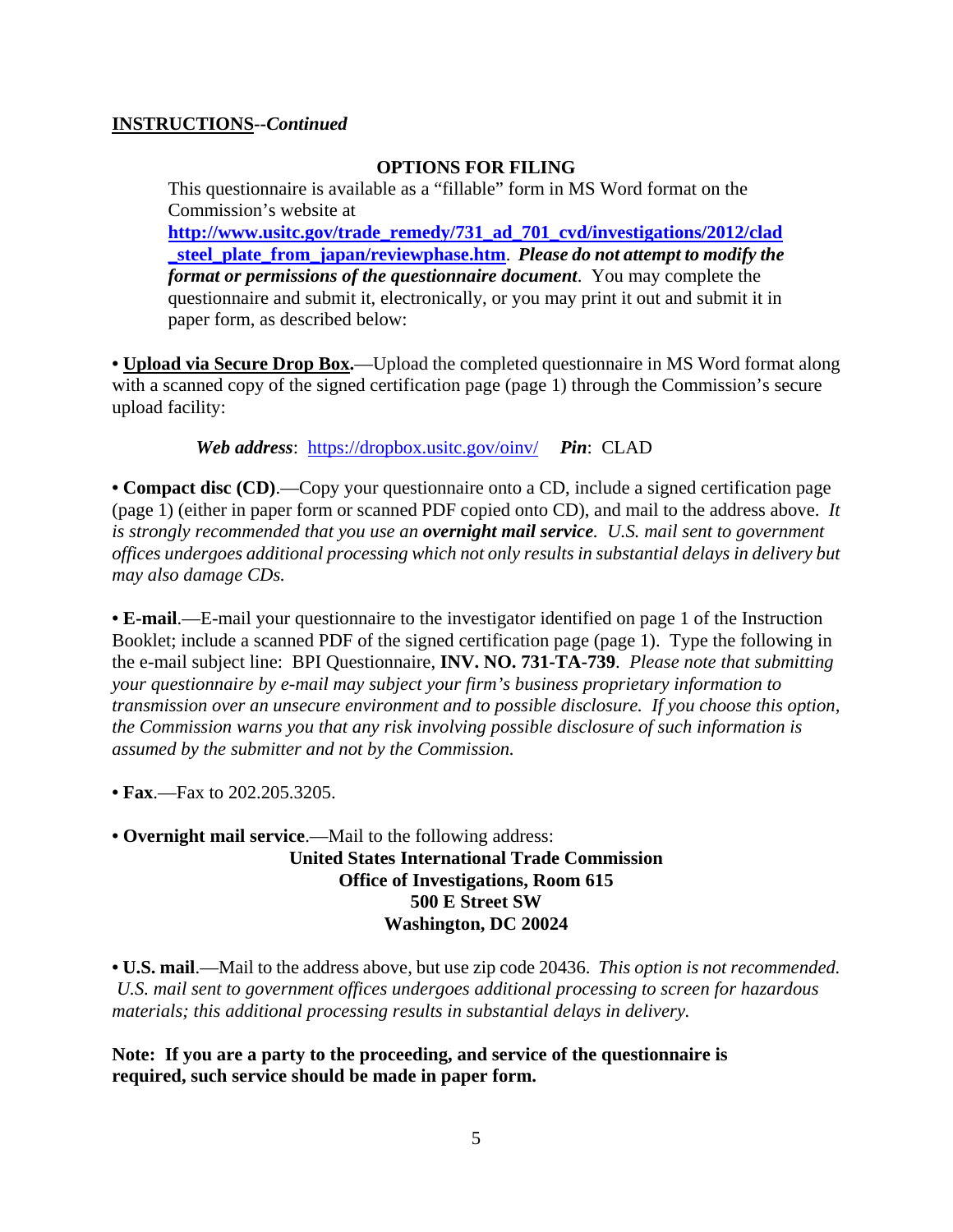**INSTRUCTIONS--*Continued***

## OPTIONS FOR FILING

This questionnaire is available as a "fillable" form in MS Word format on the Commission's website at **http://www.usitc.gov/trade_remedy/731_ad_701_cvd/investigations/2012/clad_steel_plate_from_japan/reviewphase.htm**. ***Please do not attempt to modify the format or permissions of the questionnaire document***. You may complete the questionnaire and submit it, electronically, or you may print it out and submit it in paper form, as described below:

• **Upload via Secure Drop Box.**—Upload the completed questionnaire in MS Word format along with a scanned copy of the signed certification page (page 1) through the Commission's secure upload facility:

***Web address***: https://dropbox.usitc.gov/oinv/    ***Pin***: CLAD

• **Compact disc (CD)**.—Copy your questionnaire onto a CD, include a signed certification page (page 1) (either in paper form or scanned PDF copied onto CD), and mail to the address above. *It is strongly recommended that you use an **overnight mail service**. U.S. mail sent to government offices undergoes additional processing which not only results in substantial delays in delivery but may also damage CDs.*

• **E-mail**.—E-mail your questionnaire to the investigator identified on page 1 of the Instruction Booklet; include a scanned PDF of the signed certification page (page 1). Type the following in the e-mail subject line: BPI Questionnaire, **INV. NO. 731-TA-739**. *Please note that submitting your questionnaire by e-mail may subject your firm's business proprietary information to transmission over an unsecure environment and to possible disclosure. If you choose this option, the Commission warns you that any risk involving possible disclosure of such information is assumed by the submitter and not by the Commission.*

• **Fax**.—Fax to 202.205.3205.

• **Overnight mail service**.—Mail to the following address:

**United States International Trade Commission**
**Office of Investigations, Room 615**
**500 E Street SW**
**Washington, DC 20024**

• **U.S. mail**.—Mail to the address above, but use zip code 20436. *This option is not recommended. U.S. mail sent to government offices undergoes additional processing to screen for hazardous materials; this additional processing results in substantial delays in delivery.*

**Note: If you are a party to the proceeding, and service of the questionnaire is required, such service should be made in paper form.**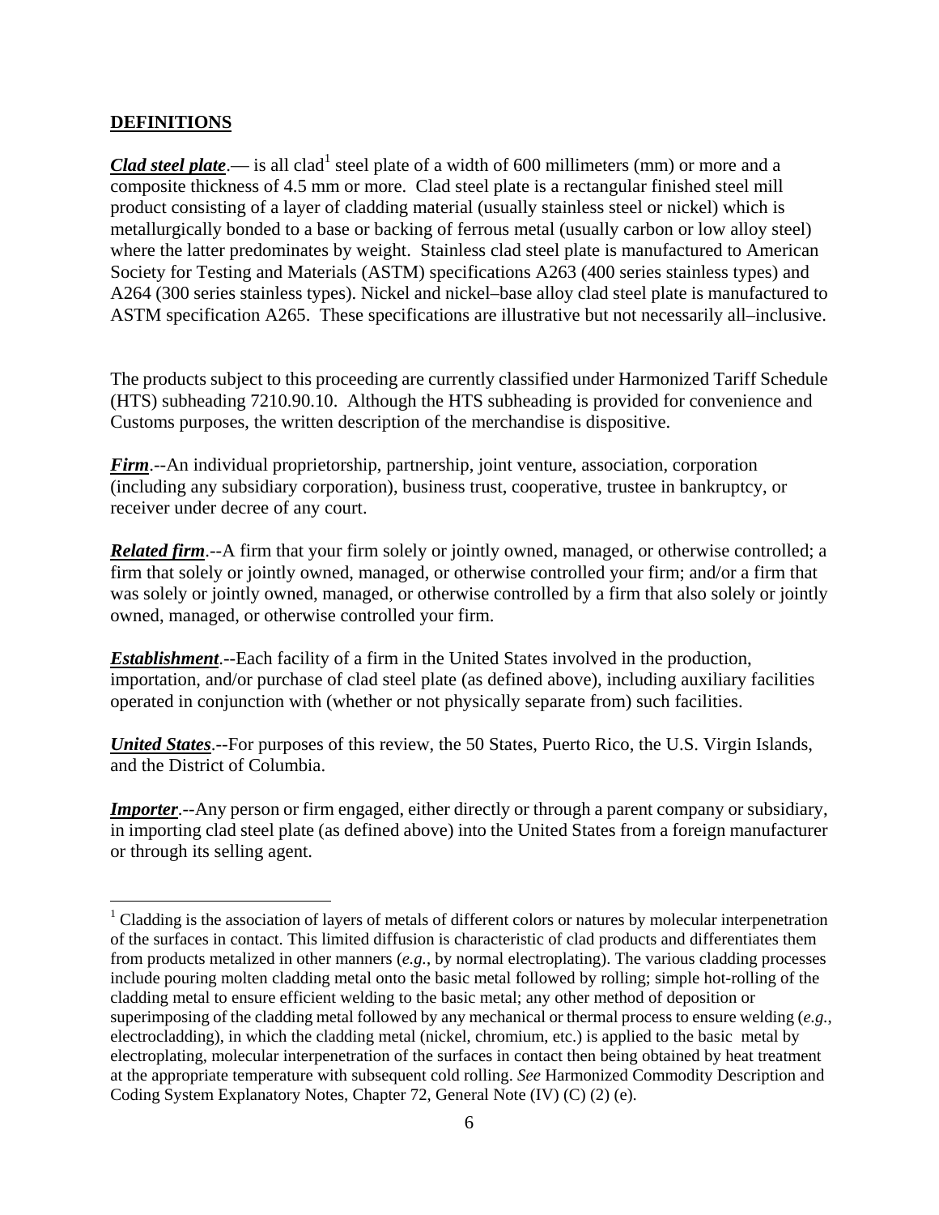## DEFINITIONS

***Clad steel plate***.— is all clad[1] steel plate of a width of 600 millimeters (mm) or more and a composite thickness of 4.5 mm or more. Clad steel plate is a rectangular finished steel mill product consisting of a layer of cladding material (usually stainless steel or nickel) which is metallurgically bonded to a base or backing of ferrous metal (usually carbon or low alloy steel) where the latter predominates by weight. Stainless clad steel plate is manufactured to American Society for Testing and Materials (ASTM) specifications A263 (400 series stainless types) and A264 (300 series stainless types). Nickel and nickel–base alloy clad steel plate is manufactured to ASTM specification A265. These specifications are illustrative but not necessarily all–inclusive.

The products subject to this proceeding are currently classified under Harmonized Tariff Schedule (HTS) subheading 7210.90.10. Although the HTS subheading is provided for convenience and Customs purposes, the written description of the merchandise is dispositive.

***Firm***.--An individual proprietorship, partnership, joint venture, association, corporation (including any subsidiary corporation), business trust, cooperative, trustee in bankruptcy, or receiver under decree of any court.

***Related firm***.--A firm that your firm solely or jointly owned, managed, or otherwise controlled; a firm that solely or jointly owned, managed, or otherwise controlled your firm; and/or a firm that was solely or jointly owned, managed, or otherwise controlled by a firm that also solely or jointly owned, managed, or otherwise controlled your firm.

***Establishment***.--Each facility of a firm in the United States involved in the production, importation, and/or purchase of clad steel plate (as defined above), including auxiliary facilities operated in conjunction with (whether or not physically separate from) such facilities.

***United States***.--For purposes of this review, the 50 States, Puerto Rico, the U.S. Virgin Islands, and the District of Columbia.

***Importer***.--Any person or firm engaged, either directly or through a parent company or subsidiary, in importing clad steel plate (as defined above) into the United States from a foreign manufacturer or through its selling agent.

---

[1] Cladding is the association of layers of metals of different colors or natures by molecular interpenetration of the surfaces in contact. This limited diffusion is characteristic of clad products and differentiates them from products metalized in other manners (*e.g.*, by normal electroplating). The various cladding processes include pouring molten cladding metal onto the basic metal followed by rolling; simple hot-rolling of the cladding metal to ensure efficient welding to the basic metal; any other method of deposition or superimposing of the cladding metal followed by any mechanical or thermal process to ensure welding (*e.g.*, electrocladding), in which the cladding metal (nickel, chromium, etc.) is applied to the basic metal by electroplating, molecular interpenetration of the surfaces in contact then being obtained by heat treatment at the appropriate temperature with subsequent cold rolling. *See* Harmonized Commodity Description and Coding System Explanatory Notes, Chapter 72, General Note (IV) (C) (2) (e).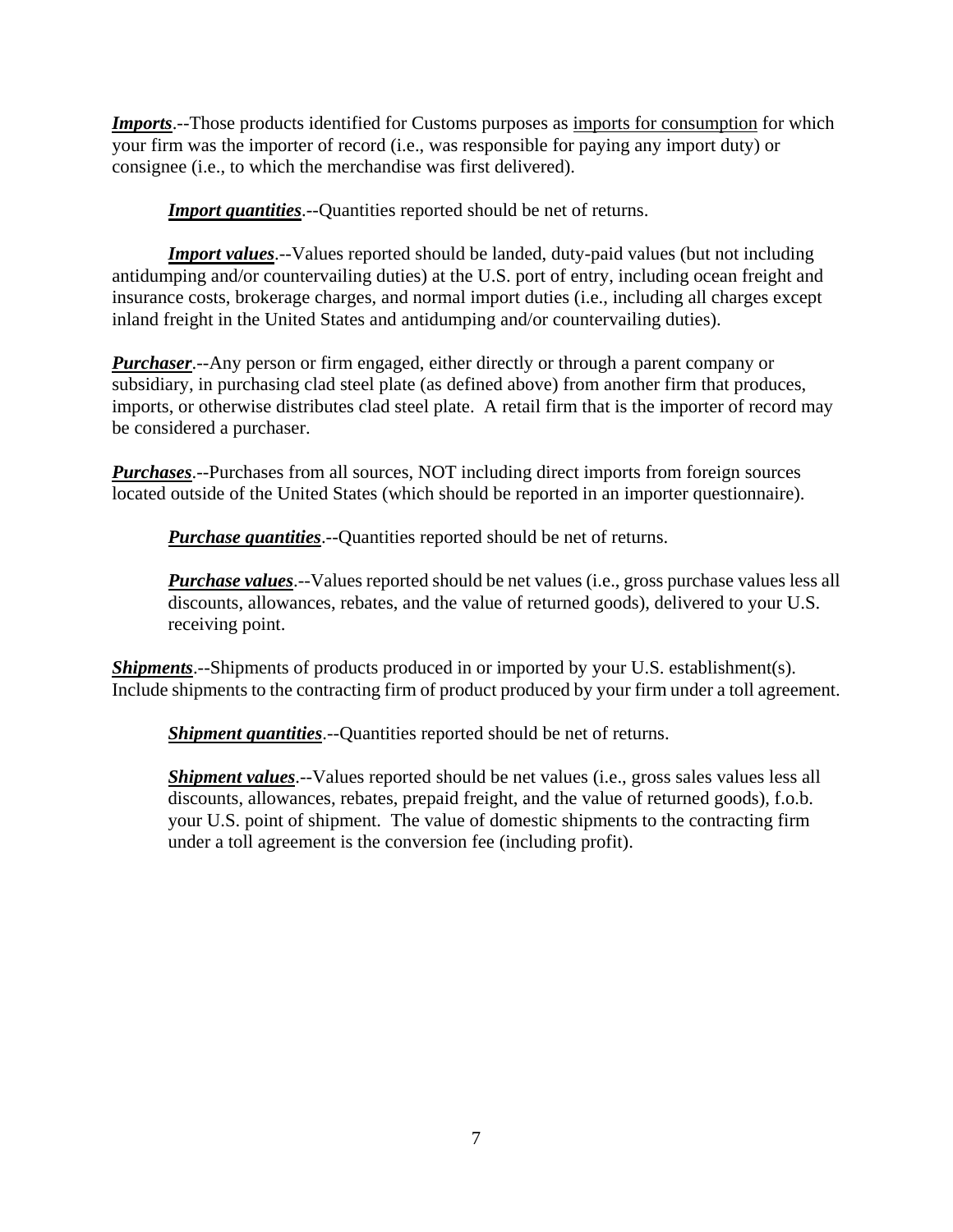***Imports***.--Those products identified for Customs purposes as imports for consumption for which your firm was the importer of record (i.e., was responsible for paying any import duty) or consignee (i.e., to which the merchandise was first delivered).

***Import quantities***.--Quantities reported should be net of returns.

***Import values***.--Values reported should be landed, duty-paid values (but not including antidumping and/or countervailing duties) at the U.S. port of entry, including ocean freight and insurance costs, brokerage charges, and normal import duties (i.e., including all charges except inland freight in the United States and antidumping and/or countervailing duties).

***Purchaser***.--Any person or firm engaged, either directly or through a parent company or subsidiary, in purchasing clad steel plate (as defined above) from another firm that produces, imports, or otherwise distributes clad steel plate. A retail firm that is the importer of record may be considered a purchaser.

***Purchases***.--Purchases from all sources, NOT including direct imports from foreign sources located outside of the United States (which should be reported in an importer questionnaire).

***Purchase quantities***.--Quantities reported should be net of returns.

***Purchase values***.--Values reported should be net values (i.e., gross purchase values less all discounts, allowances, rebates, and the value of returned goods), delivered to your U.S. receiving point.

***Shipments***.--Shipments of products produced in or imported by your U.S. establishment(s). Include shipments to the contracting firm of product produced by your firm under a toll agreement.

***Shipment quantities***.--Quantities reported should be net of returns.

***Shipment values***.--Values reported should be net values (i.e., gross sales values less all discounts, allowances, rebates, prepaid freight, and the value of returned goods), f.o.b. your U.S. point of shipment. The value of domestic shipments to the contracting firm under a toll agreement is the conversion fee (including profit).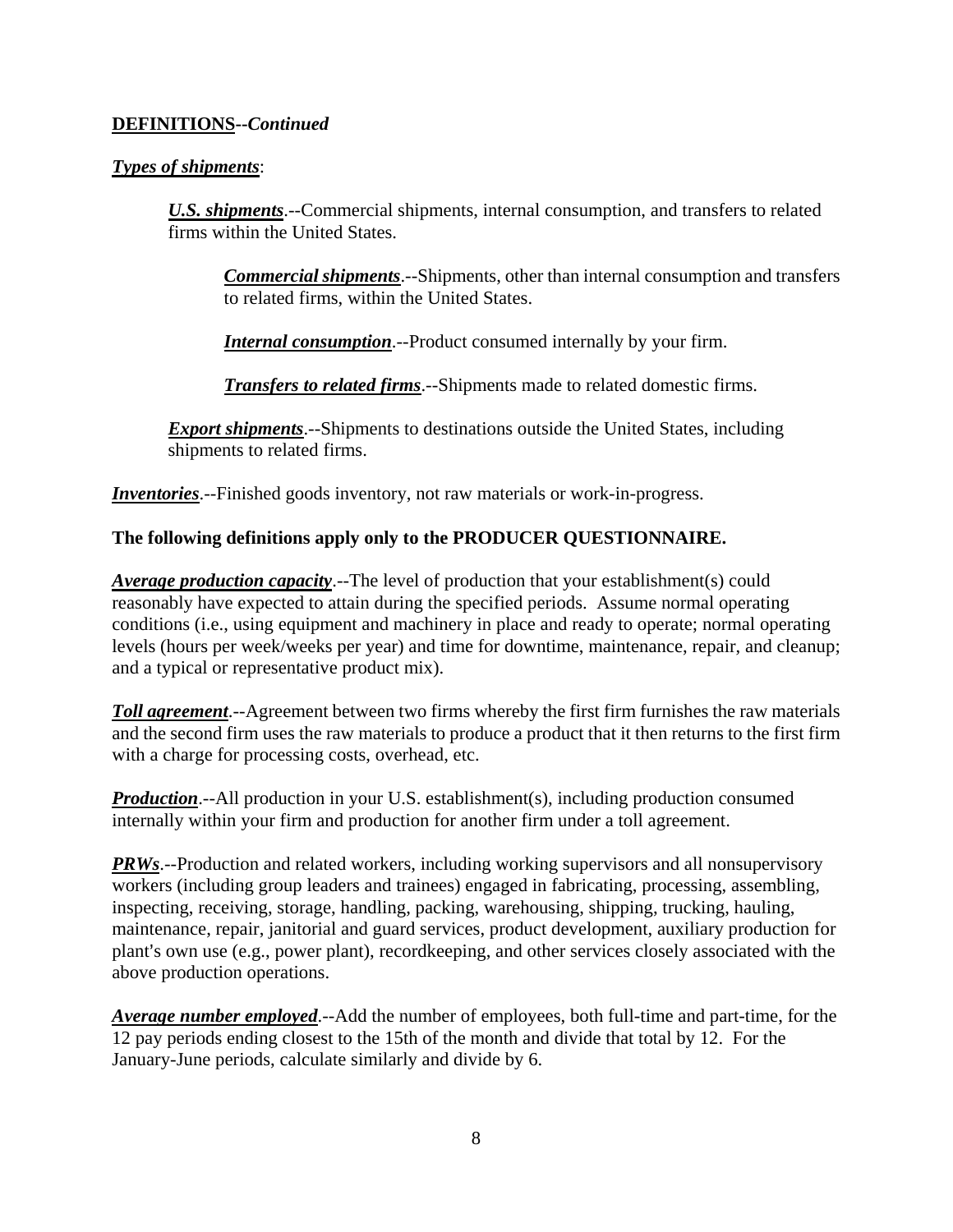**<u>DEFINITIONS</u>--*Continued***

***<u>Types of shipments</u>***:

> ***<u>U.S. shipments</u>***.--Commercial shipments, internal consumption, and transfers to related firms within the United States.
>
> > ***<u>Commercial shipments</u>***.--Shipments, other than internal consumption and transfers to related firms, within the United States.
> >
> > ***<u>Internal consumption</u>***.--Product consumed internally by your firm.
> >
> > ***<u>Transfers to related firms</u>***.--Shipments made to related domestic firms.
>
> ***<u>Export shipments</u>***.--Shipments to destinations outside the United States, including shipments to related firms.

***<u>Inventories</u>***.--Finished goods inventory, not raw materials or work-in-progress.

**The following definitions apply only to the PRODUCER QUESTIONNAIRE.**

***<u>Average production capacity</u>***.--The level of production that your establishment(s) could reasonably have expected to attain during the specified periods. Assume normal operating conditions (i.e., using equipment and machinery in place and ready to operate; normal operating levels (hours per week/weeks per year) and time for downtime, maintenance, repair, and cleanup; and a typical or representative product mix).

***<u>Toll agreement</u>***.--Agreement between two firms whereby the first firm furnishes the raw materials and the second firm uses the raw materials to produce a product that it then returns to the first firm with a charge for processing costs, overhead, etc.

***<u>Production</u>***.--All production in your U.S. establishment(s), including production consumed internally within your firm and production for another firm under a toll agreement.

***<u>PRWs</u>***.--Production and related workers, including working supervisors and all nonsupervisory workers (including group leaders and trainees) engaged in fabricating, processing, assembling, inspecting, receiving, storage, handling, packing, warehousing, shipping, trucking, hauling, maintenance, repair, janitorial and guard services, product development, auxiliary production for plant's own use (e.g., power plant), recordkeeping, and other services closely associated with the above production operations.

***<u>Average number employed</u>***.--Add the number of employees, both full-time and part-time, for the 12 pay periods ending closest to the 15th of the month and divide that total by 12. For the January-June periods, calculate similarly and divide by 6.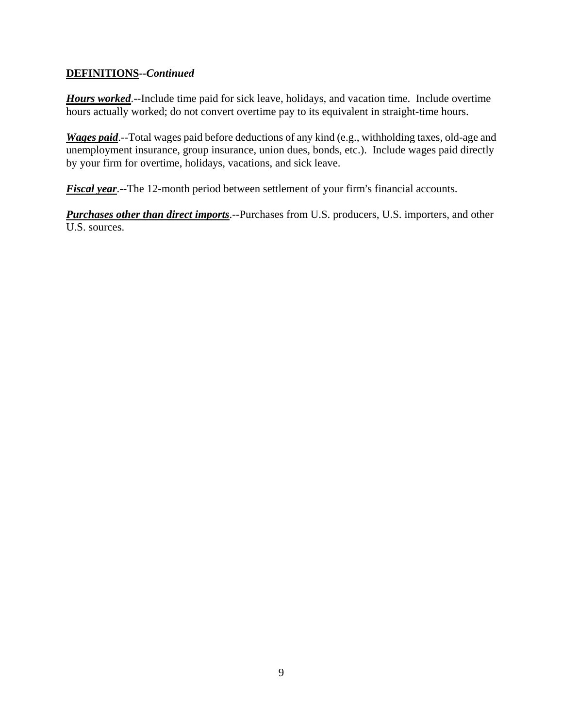**DEFINITIONS**--***Continued***

***Hours worked***.--Include time paid for sick leave, holidays, and vacation time. Include overtime hours actually worked; do not convert overtime pay to its equivalent in straight-time hours.

***Wages paid***.--Total wages paid before deductions of any kind (e.g., withholding taxes, old-age and unemployment insurance, group insurance, union dues, bonds, etc.). Include wages paid directly by your firm for overtime, holidays, vacations, and sick leave.

***Fiscal year***.--The 12-month period between settlement of your firm's financial accounts.

***Purchases other than direct imports***.--Purchases from U.S. producers, U.S. importers, and other U.S. sources.